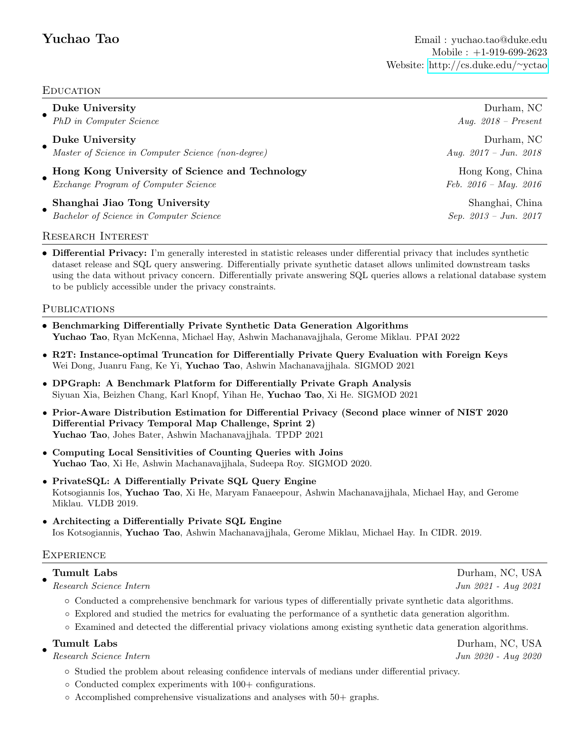# Yuchao Tao

Email : yuchao.tao@duke.edu
Mobile : +1-919-699-2623
Website: http://cs.duke.edu/~yctao

## Education

- **Duke University** — Durham, NC
  *PhD in Computer Science* — *Aug. 2018 – Present*
- **Duke University** — Durham, NC
  *Master of Science in Computer Science (non-degree)* — *Aug. 2017 – Jun. 2018*
- **Hong Kong University of Science and Technology** — Hong Kong, China
  *Exchange Program of Computer Science* — *Feb. 2016 – May. 2016*
- **Shanghai Jiao Tong University** — Shanghai, China
  *Bachelor of Science in Computer Science* — *Sep. 2013 – Jun. 2017*

## Research Interest

- **Differential Privacy:** I'm generally interested in statistic releases under differential privacy that includes synthetic dataset release and SQL query answering. Differentially private synthetic dataset allows unlimited downstream tasks using the data without privacy concern. Differentially private answering SQL queries allows a relational database system to be publicly accessible under the privacy constraints.

## Publications

- **Benchmarking Differentially Private Synthetic Data Generation Algorithms**
  **Yuchao Tao**, Ryan McKenna, Michael Hay, Ashwin Machanavajjhala, Gerome Miklau. PPAI 2022
- **R2T: Instance-optimal Truncation for Differentially Private Query Evaluation with Foreign Keys**
  Wei Dong, Juanru Fang, Ke Yi, **Yuchao Tao**, Ashwin Machanavajjhala. SIGMOD 2021
- **DPGraph: A Benchmark Platform for Differentially Private Graph Analysis**
  Siyuan Xia, Beizhen Chang, Karl Knopf, Yihan He, **Yuchao Tao**, Xi He. SIGMOD 2021
- **Prior-Aware Distribution Estimation for Differential Privacy (Second place winner of NIST 2020 Differential Privacy Temporal Map Challenge, Sprint 2)**
  **Yuchao Tao**, Johes Bater, Ashwin Machanavajjhala. TPDP 2021
- **Computing Local Sensitivities of Counting Queries with Joins**
  **Yuchao Tao**, Xi He, Ashwin Machanavajjhala, Sudeepa Roy. SIGMOD 2020.
- **PrivateSQL: A Differentially Private SQL Query Engine**
  Kotsogiannis Ios, **Yuchao Tao**, Xi He, Maryam Fanaeepour, Ashwin Machanavajjhala, Michael Hay, and Gerome Miklau. VLDB 2019.
- **Architecting a Differentially Private SQL Engine**
  Ios Kotsogiannis, **Yuchao Tao**, Ashwin Machanavajjhala, Gerome Miklau, Michael Hay. In CIDR. 2019.

## Experience

- **Tumult Labs** — Durham, NC, USA
  *Research Science Intern* — *Jun 2021 - Aug 2021*
  - Conducted a comprehensive benchmark for various types of differentially private synthetic data algorithms.
  - Explored and studied the metrics for evaluating the performance of a synthetic data generation algorithm.
  - Examined and detected the differential privacy violations among existing synthetic data generation algorithms.
- **Tumult Labs** — Durham, NC, USA
  *Research Science Intern* — *Jun 2020 - Aug 2020*
  - Studied the problem about releasing confidence intervals of medians under differential privacy.
  - Conducted complex experiments with 100+ configurations.
  - Accomplished comprehensive visualizations and analyses with 50+ graphs.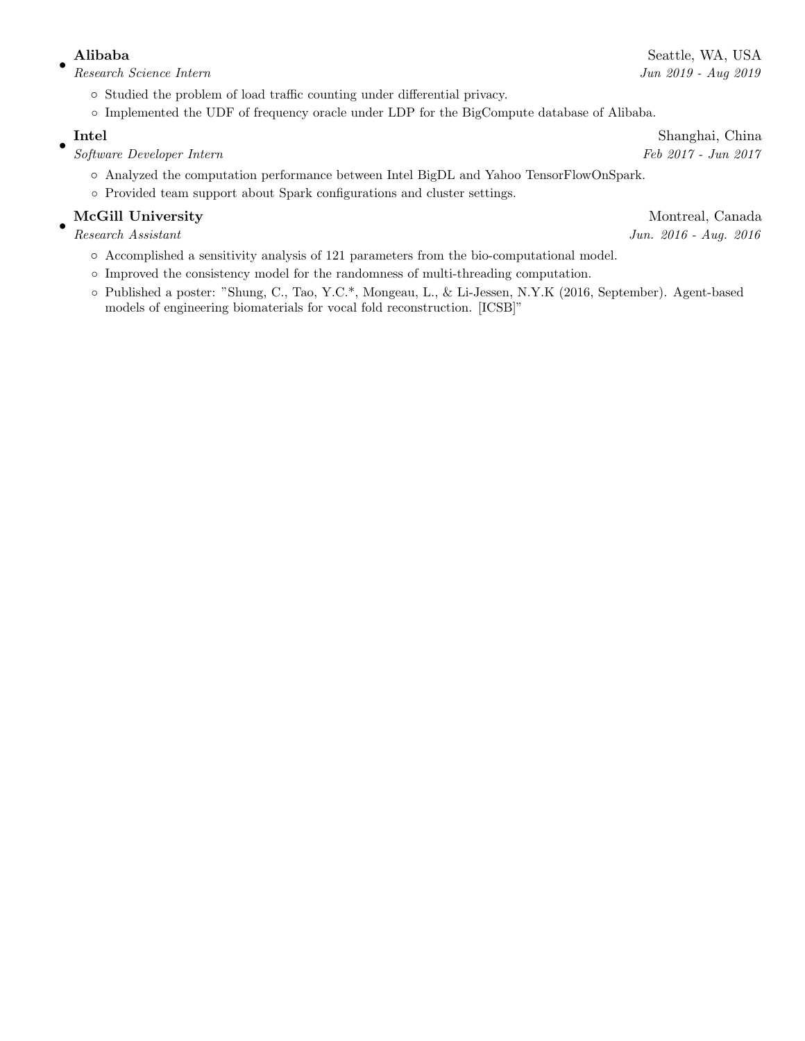- **Alibaba** Seattle, WA, USA
  *Research Science Intern* *Jun 2019 - Aug 2019*
  - Studied the problem of load traffic counting under differential privacy.
  - Implemented the UDF of frequency oracle under LDP for the BigCompute database of Alibaba.
- **Intel** Shanghai, China
  *Software Developer Intern* *Feb 2017 - Jun 2017*
  - Analyzed the computation performance between Intel BigDL and Yahoo TensorFlowOnSpark.
  - Provided team support about Spark configurations and cluster settings.
- **McGill University** Montreal, Canada
  *Research Assistant* *Jun. 2016 - Aug. 2016*
  - Accomplished a sensitivity analysis of 121 parameters from the bio-computational model.
  - Improved the consistency model for the randomness of multi-threading computation.
  - Published a poster: "Shung, C., Tao, Y.C.*, Mongeau, L., & Li-Jessen, N.Y.K (2016, September). Agent-based models of engineering biomaterials for vocal fold reconstruction. [ICSB]"